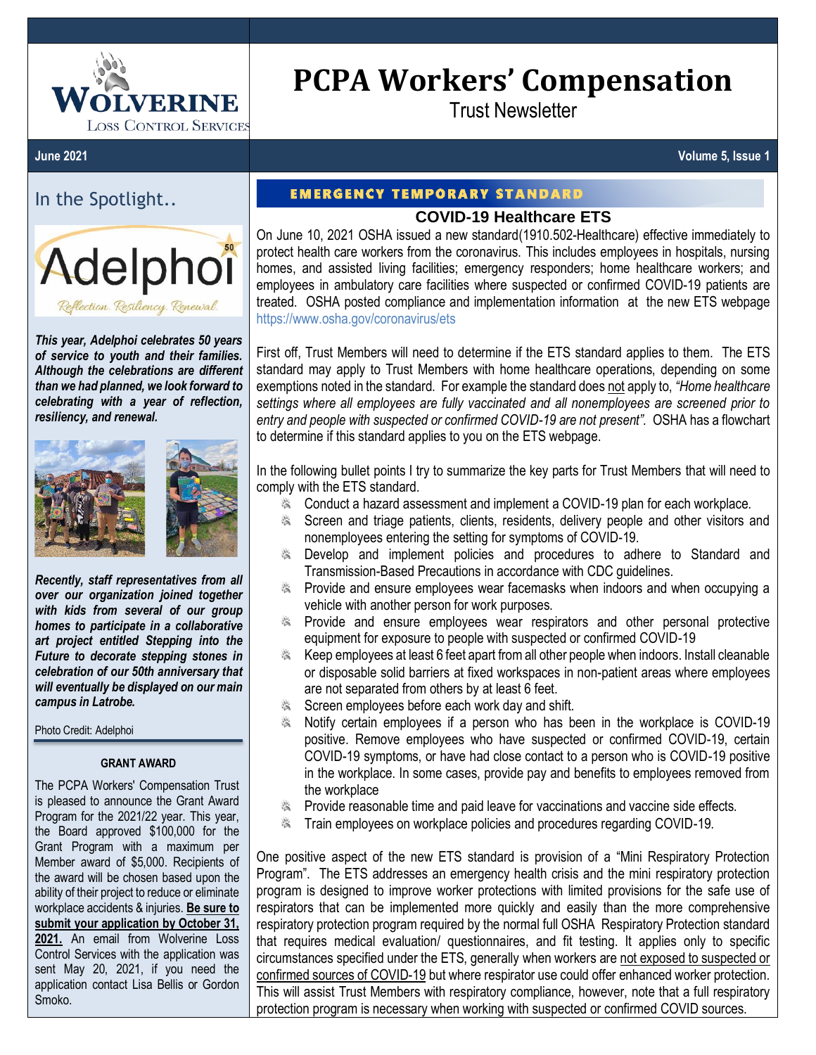# PCPA Workers' Compensation

Trust Newsletter

**June 2021** **Volume 5, Issue 1**

## In the Spotlight..

***This year, Adelphoi celebrates 50 years of service to youth and their families. Although the celebrations are different than we had planned, we look forward to celebrating with a year of reflection, resiliency, and renewal.***

***Recently, staff representatives from all over our organization joined together with kids from several of our group homes to participate in a collaborative art project entitled Stepping into the Future to decorate stepping stones in celebration of our 50th anniversary that will eventually be displayed on our main campus in Latrobe.***

Photo Credit: Adelphoi

### GRANT AWARD

The PCPA Workers' Compensation Trust is pleased to announce the Grant Award Program for the 2021/22 year. This year, the Board approved $100,000 for the Grant Program with a maximum per Member award of $5,000. Recipients of the award will be chosen based upon the ability of their project to reduce or eliminate workplace accidents & injuries. **Be sure to submit your application by October 31, 2021.** An email from Wolverine Loss Control Services with the application was sent May 20, 2021, if you need the application contact Lisa Bellis or Gordon Smoko.

## EMERGENCY TEMPORARY STANDARD

### COVID-19 Healthcare ETS

On June 10, 2021 OSHA issued a new standard(1910.502-Healthcare) effective immediately to protect health care workers from the coronavirus. This includes employees in hospitals, nursing homes, and assisted living facilities; emergency responders; home healthcare workers; and employees in ambulatory care facilities where suspected or confirmed COVID-19 patients are treated. OSHA posted compliance and implementation information at the new ETS webpage https://www.osha.gov/coronavirus/ets

First off, Trust Members will need to determine if the ETS standard applies to them. The ETS standard may apply to Trust Members with home healthcare operations, depending on some exemptions noted in the standard. For example the standard does not apply to, *"Home healthcare settings where all employees are fully vaccinated and all nonemployees are screened prior to entry and people with suspected or confirmed COVID-19 are not present".* OSHA has a flowchart to determine if this standard applies to you on the ETS webpage.

In the following bullet points I try to summarize the key parts for Trust Members that will need to comply with the ETS standard.

- Conduct a hazard assessment and implement a COVID-19 plan for each workplace.
- Screen and triage patients, clients, residents, delivery people and other visitors and nonemployees entering the setting for symptoms of COVID-19.
- Develop and implement policies and procedures to adhere to Standard and Transmission-Based Precautions in accordance with CDC guidelines.
- Provide and ensure employees wear facemasks when indoors and when occupying a vehicle with another person for work purposes.
- Provide and ensure employees wear respirators and other personal protective equipment for exposure to people with suspected or confirmed COVID-19
- Keep employees at least 6 feet apart from all other people when indoors. Install cleanable or disposable solid barriers at fixed workspaces in non-patient areas where employees are not separated from others by at least 6 feet.
- Screen employees before each work day and shift.
- Notify certain employees if a person who has been in the workplace is COVID-19 positive. Remove employees who have suspected or confirmed COVID-19, certain COVID-19 symptoms, or have had close contact to a person who is COVID-19 positive in the workplace. In some cases, provide pay and benefits to employees removed from the workplace
- Provide reasonable time and paid leave for vaccinations and vaccine side effects.
- Train employees on workplace policies and procedures regarding COVID-19.

One positive aspect of the new ETS standard is provision of a "Mini Respiratory Protection Program". The ETS addresses an emergency health crisis and the mini respiratory protection program is designed to improve worker protections with limited provisions for the safe use of respirators that can be implemented more quickly and easily than the more comprehensive respiratory protection program required by the normal full OSHA Respiratory Protection standard that requires medical evaluation/ questionnaires, and fit testing. It applies only to specific circumstances specified under the ETS, generally when workers are not exposed to suspected or confirmed sources of COVID-19 but where respirator use could offer enhanced worker protection. This will assist Trust Members with respiratory compliance, however, note that a full respiratory protection program is necessary when working with suspected or confirmed COVID sources.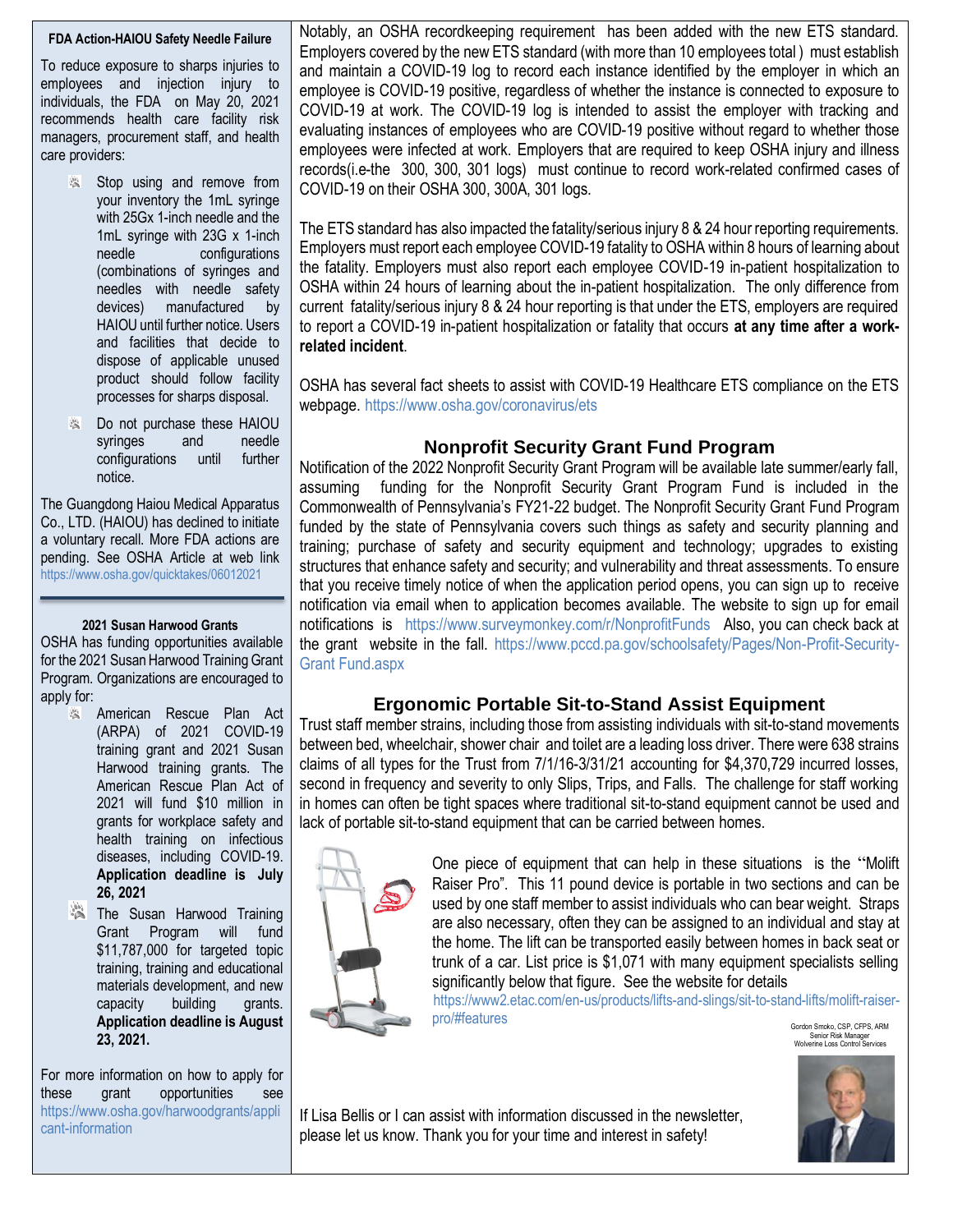### FDA Action-HAIOU Safety Needle Failure

To reduce exposure to sharps injuries to employees and injection injury to individuals, the FDA on May 20, 2021 recommends health care facility risk managers, procurement staff, and health care providers:

- Stop using and remove from your inventory the 1mL syringe with 25Gx 1-inch needle and the 1mL syringe with 23G x 1-inch needle configurations (combinations of syringes and needles with needle safety devices) manufactured by HAIOU until further notice. Users and facilities that decide to dispose of applicable unused product should follow facility processes for sharps disposal.
- Do not purchase these HAIOU syringes and needle configurations until further notice.

The Guangdong Haiou Medical Apparatus Co., LTD. (HAIOU) has declined to initiate a voluntary recall. More FDA actions are pending. See OSHA Article at web link https://www.osha.gov/quicktakes/06012021

### 2021 Susan Harwood Grants

OSHA has funding opportunities available for the 2021 Susan Harwood Training Grant Program. Organizations are encouraged to apply for:

- American Rescue Plan Act (ARPA) of 2021 COVID-19 training grant and 2021 Susan Harwood training grants. The American Rescue Plan Act of 2021 will fund $10 million in grants for workplace safety and health training on infectious diseases, including COVID-19. **Application deadline is July 26, 2021**
- The Susan Harwood Training Grant Program will fund $11,787,000 for targeted topic training, training and educational materials development, and new capacity building grants. **Application deadline is August 23, 2021.**

For more information on how to apply for these grant opportunities see https://www.osha.gov/harwoodgrants/applicant-information

Notably, an OSHA recordkeeping requirement has been added with the new ETS standard. Employers covered by the new ETS standard (with more than 10 employees total ) must establish and maintain a COVID-19 log to record each instance identified by the employer in which an employee is COVID-19 positive, regardless of whether the instance is connected to exposure to COVID-19 at work. The COVID-19 log is intended to assist the employer with tracking and evaluating instances of employees who are COVID-19 positive without regard to whether those employees were infected at work. Employers that are required to keep OSHA injury and illness records(i.e-the 300, 300, 301 logs) must continue to record work-related confirmed cases of COVID-19 on their OSHA 300, 300A, 301 logs.

The ETS standard has also impacted the fatality/serious injury 8 & 24 hour reporting requirements. Employers must report each employee COVID-19 fatality to OSHA within 8 hours of learning about the fatality. Employers must also report each employee COVID-19 in-patient hospitalization to OSHA within 24 hours of learning about the in-patient hospitalization. The only difference from current fatality/serious injury 8 & 24 hour reporting is that under the ETS, employers are required to report a COVID-19 in-patient hospitalization or fatality that occurs **at any time after a work-related incident**.

OSHA has several fact sheets to assist with COVID-19 Healthcare ETS compliance on the ETS webpage. https://www.osha.gov/coronavirus/ets

## Nonprofit Security Grant Fund Program

Notification of the 2022 Nonprofit Security Grant Program will be available late summer/early fall, assuming funding for the Nonprofit Security Grant Program Fund is included in the Commonwealth of Pennsylvania's FY21-22 budget. The Nonprofit Security Grant Fund Program funded by the state of Pennsylvania covers such things as safety and security planning and training; purchase of safety and security equipment and technology; upgrades to existing structures that enhance safety and security; and vulnerability and threat assessments. To ensure that you receive timely notice of when the application period opens, you can sign up to receive notification via email when to application becomes available. The website to sign up for email notifications is https://www.surveymonkey.com/r/NonprofitFunds Also, you can check back at the grant website in the fall. https://www.pccd.pa.gov/schoolsafety/Pages/Non-Profit-Security-Grant Fund.aspx

## Ergonomic Portable Sit-to-Stand Assist Equipment

Trust staff member strains, including those from assisting individuals with sit-to-stand movements between bed, wheelchair, shower chair and toilet are a leading loss driver. There were 638 strains claims of all types for the Trust from 7/1/16-3/31/21 accounting for $4,370,729 incurred losses, second in frequency and severity to only Slips, Trips, and Falls. The challenge for staff working in homes can often be tight spaces where traditional sit-to-stand equipment cannot be used and lack of portable sit-to-stand equipment that can be carried between homes.

One piece of equipment that can help in these situations is the "Molift Raiser Pro". This 11 pound device is portable in two sections and can be used by one staff member to assist individuals who can bear weight. Straps are also necessary, often they can be assigned to an individual and stay at the home. The lift can be transported easily between homes in back seat or trunk of a car. List price is $1,071 with many equipment specialists selling significantly below that figure. See the website for details https://www2.etac.com/en-us/products/lifts-and-slings/sit-to-stand-lifts/molift-raiser-pro/#features

Gordon Smoko, CSP, CFPS, ARM
Senior Risk Manager
Wolverine Loss Control Services

If Lisa Bellis or I can assist with information discussed in the newsletter, please let us know. Thank you for your time and interest in safety!